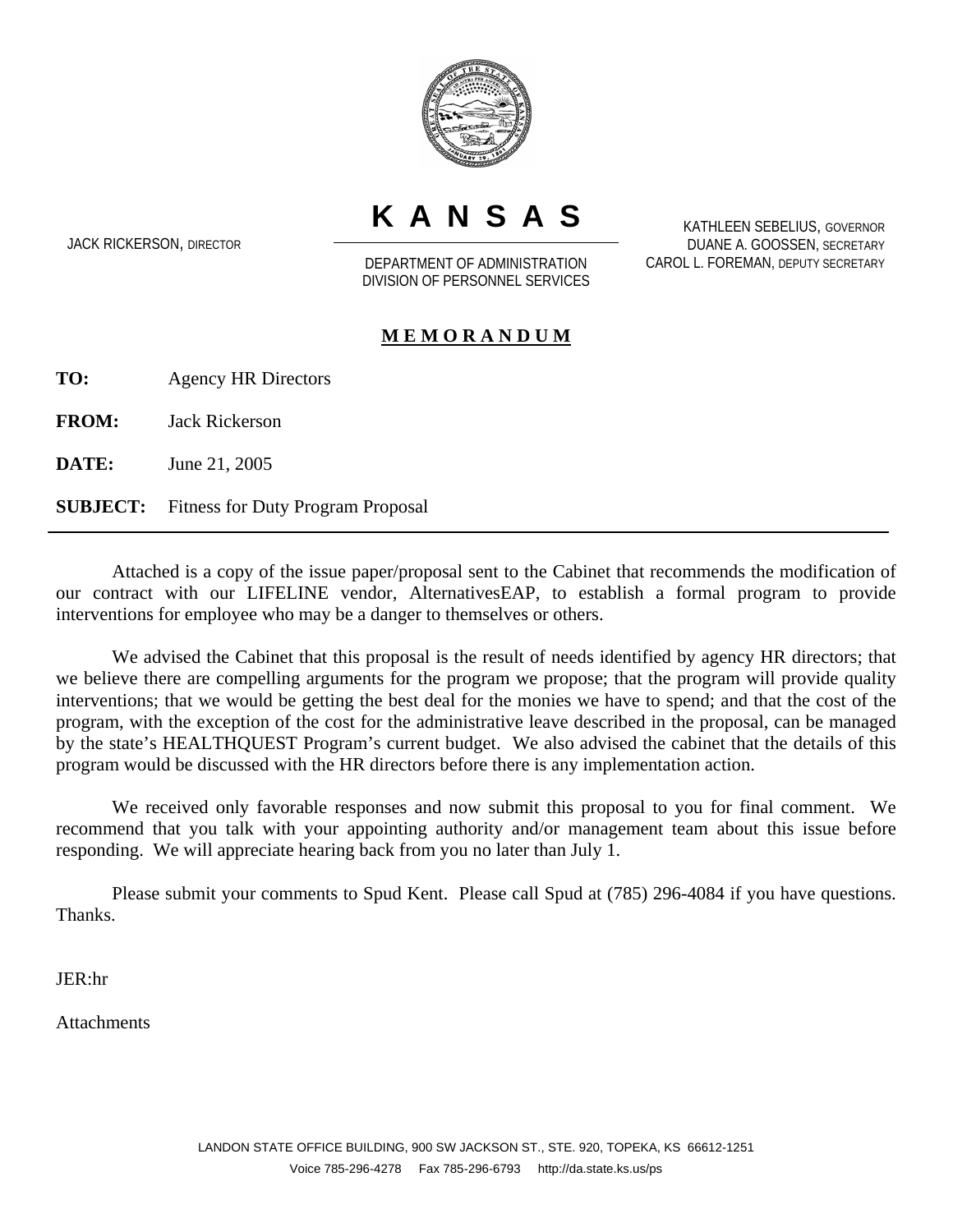# KANSAS

JACK RICKERSON, DIRECTOR

DEPARTMENT OF ADMINISTRATION
DIVISION OF PERSONNEL SERVICES

KATHLEEN SEBELIUS, GOVERNOR
DUANE A. GOOSSEN, SECRETARY
CAROL L. FOREMAN, DEPUTY SECRETARY

## MEMORANDUM

**TO:** Agency HR Directors

**FROM:** Jack Rickerson

**DATE:** June 21, 2005

**SUBJECT:** Fitness for Duty Program Proposal

---

Attached is a copy of the issue paper/proposal sent to the Cabinet that recommends the modification of our contract with our LIFELINE vendor, AlternativesEAP, to establish a formal program to provide interventions for employee who may be a danger to themselves or others.

We advised the Cabinet that this proposal is the result of needs identified by agency HR directors; that we believe there are compelling arguments for the program we propose; that the program will provide quality interventions; that we would be getting the best deal for the monies we have to spend; and that the cost of the program, with the exception of the cost for the administrative leave described in the proposal, can be managed by the state's HEALTHQUEST Program's current budget. We also advised the cabinet that the details of this program would be discussed with the HR directors before there is any implementation action.

We received only favorable responses and now submit this proposal to you for final comment. We recommend that you talk with your appointing authority and/or management team about this issue before responding. We will appreciate hearing back from you no later than July 1.

Please submit your comments to Spud Kent. Please call Spud at (785) 296-4084 if you have questions. Thanks.

JER:hr

Attachments

LANDON STATE OFFICE BUILDING, 900 SW JACKSON ST., STE. 920, TOPEKA, KS 66612-1251
Voice 785-296-4278 Fax 785-296-6793 http://da.state.ks.us/ps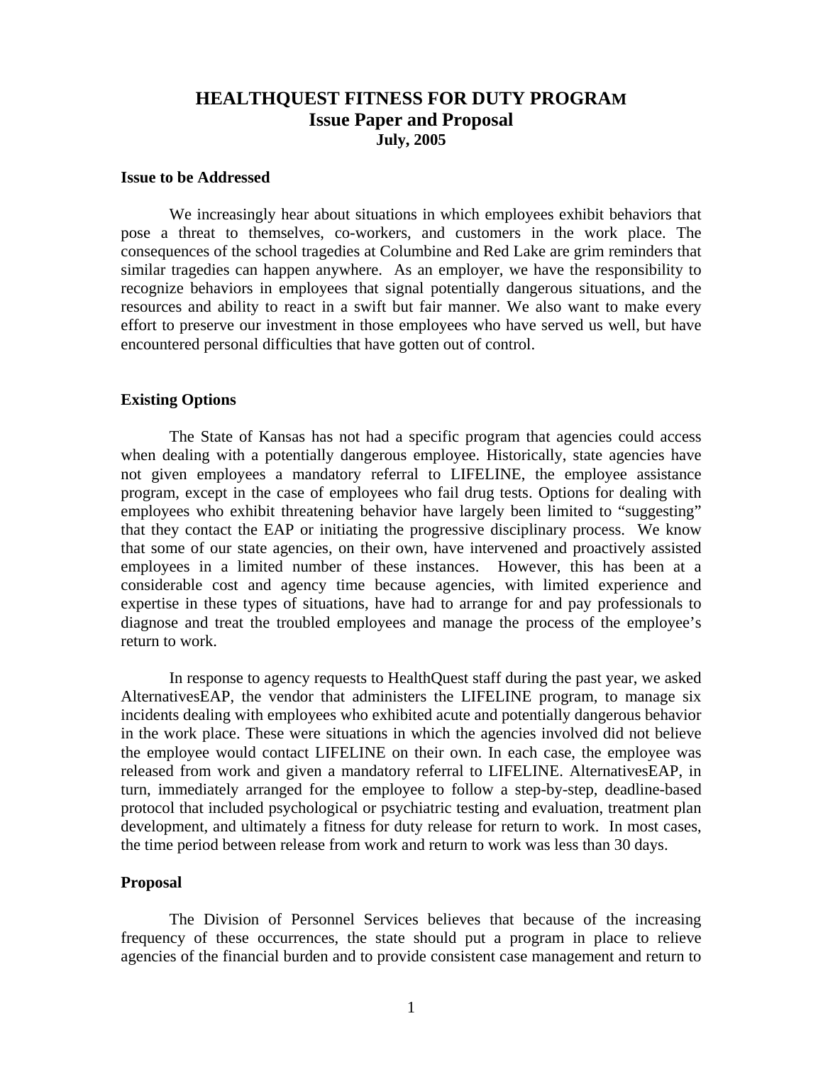# HEALTHQUEST FITNESS FOR DUTY PROGRAM
## Issue Paper and Proposal
### July, 2005

**Issue to be Addressed**

We increasingly hear about situations in which employees exhibit behaviors that pose a threat to themselves, co-workers, and customers in the work place. The consequences of the school tragedies at Columbine and Red Lake are grim reminders that similar tragedies can happen anywhere. As an employer, we have the responsibility to recognize behaviors in employees that signal potentially dangerous situations, and the resources and ability to react in a swift but fair manner. We also want to make every effort to preserve our investment in those employees who have served us well, but have encountered personal difficulties that have gotten out of control.

**Existing Options**

The State of Kansas has not had a specific program that agencies could access when dealing with a potentially dangerous employee. Historically, state agencies have not given employees a mandatory referral to LIFELINE, the employee assistance program, except in the case of employees who fail drug tests. Options for dealing with employees who exhibit threatening behavior have largely been limited to "suggesting" that they contact the EAP or initiating the progressive disciplinary process. We know that some of our state agencies, on their own, have intervened and proactively assisted employees in a limited number of these instances. However, this has been at a considerable cost and agency time because agencies, with limited experience and expertise in these types of situations, have had to arrange for and pay professionals to diagnose and treat the troubled employees and manage the process of the employee's return to work.

In response to agency requests to HealthQuest staff during the past year, we asked AlternativesEAP, the vendor that administers the LIFELINE program, to manage six incidents dealing with employees who exhibited acute and potentially dangerous behavior in the work place. These were situations in which the agencies involved did not believe the employee would contact LIFELINE on their own. In each case, the employee was released from work and given a mandatory referral to LIFELINE. AlternativesEAP, in turn, immediately arranged for the employee to follow a step-by-step, deadline-based protocol that included psychological or psychiatric testing and evaluation, treatment plan development, and ultimately a fitness for duty release for return to work. In most cases, the time period between release from work and return to work was less than 30 days.

**Proposal**

The Division of Personnel Services believes that because of the increasing frequency of these occurrences, the state should put a program in place to relieve agencies of the financial burden and to provide consistent case management and return to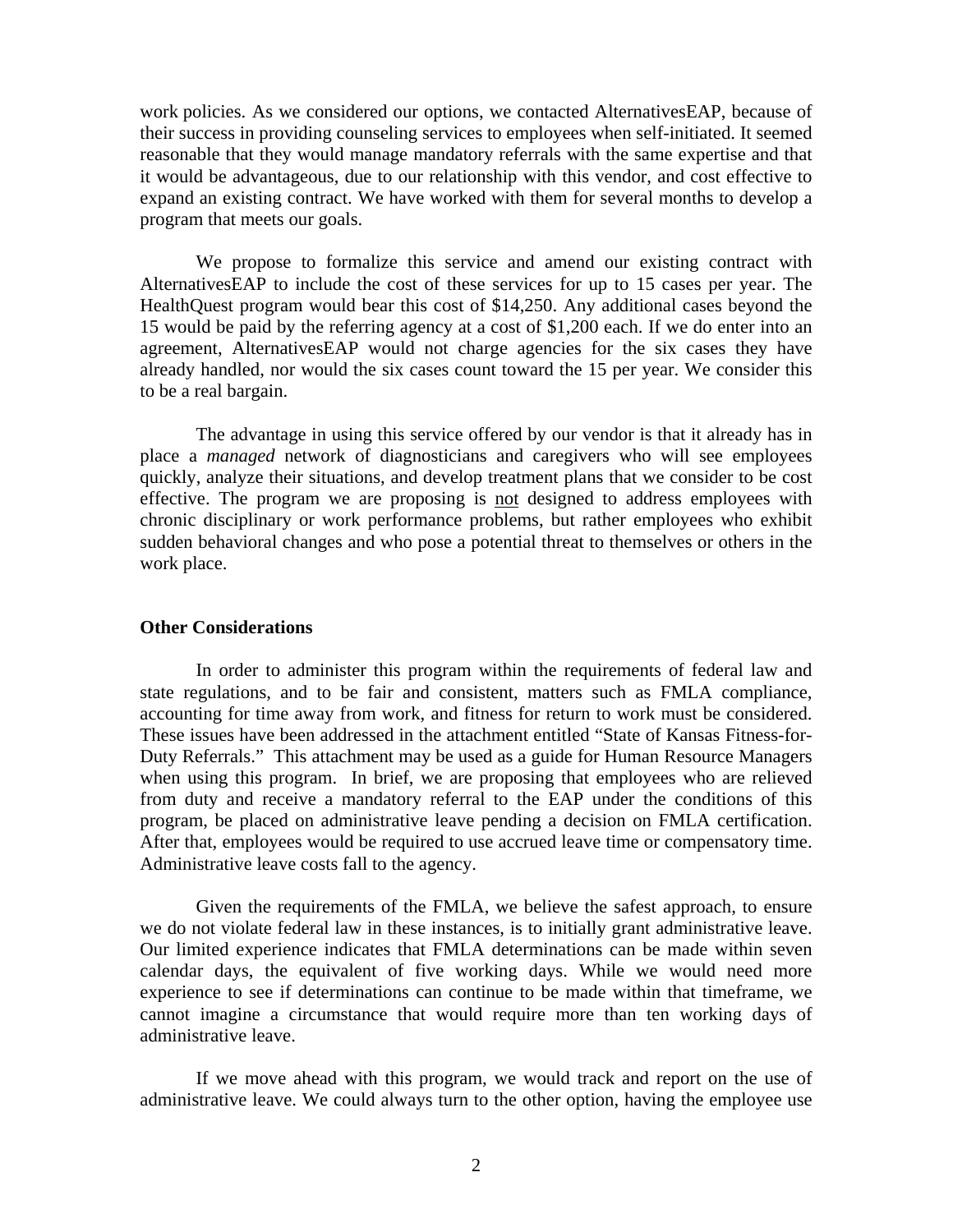work policies. As we considered our options, we contacted AlternativesEAP, because of their success in providing counseling services to employees when self-initiated. It seemed reasonable that they would manage mandatory referrals with the same expertise and that it would be advantageous, due to our relationship with this vendor, and cost effective to expand an existing contract. We have worked with them for several months to develop a program that meets our goals.

We propose to formalize this service and amend our existing contract with AlternativesEAP to include the cost of these services for up to 15 cases per year. The HealthQuest program would bear this cost of $14,250. Any additional cases beyond the 15 would be paid by the referring agency at a cost of $1,200 each. If we do enter into an agreement, AlternativesEAP would not charge agencies for the six cases they have already handled, nor would the six cases count toward the 15 per year. We consider this to be a real bargain.

The advantage in using this service offered by our vendor is that it already has in place a *managed* network of diagnosticians and caregivers who will see employees quickly, analyze their situations, and develop treatment plans that we consider to be cost effective. The program we are proposing is <u>not</u> designed to address employees with chronic disciplinary or work performance problems, but rather employees who exhibit sudden behavioral changes and who pose a potential threat to themselves or others in the work place.

**Other Considerations**

In order to administer this program within the requirements of federal law and state regulations, and to be fair and consistent, matters such as FMLA compliance, accounting for time away from work, and fitness for return to work must be considered. These issues have been addressed in the attachment entitled "State of Kansas Fitness-for-Duty Referrals." This attachment may be used as a guide for Human Resource Managers when using this program. In brief, we are proposing that employees who are relieved from duty and receive a mandatory referral to the EAP under the conditions of this program, be placed on administrative leave pending a decision on FMLA certification. After that, employees would be required to use accrued leave time or compensatory time. Administrative leave costs fall to the agency.

Given the requirements of the FMLA, we believe the safest approach, to ensure we do not violate federal law in these instances, is to initially grant administrative leave. Our limited experience indicates that FMLA determinations can be made within seven calendar days, the equivalent of five working days. While we would need more experience to see if determinations can continue to be made within that timeframe, we cannot imagine a circumstance that would require more than ten working days of administrative leave.

If we move ahead with this program, we would track and report on the use of administrative leave. We could always turn to the other option, having the employee use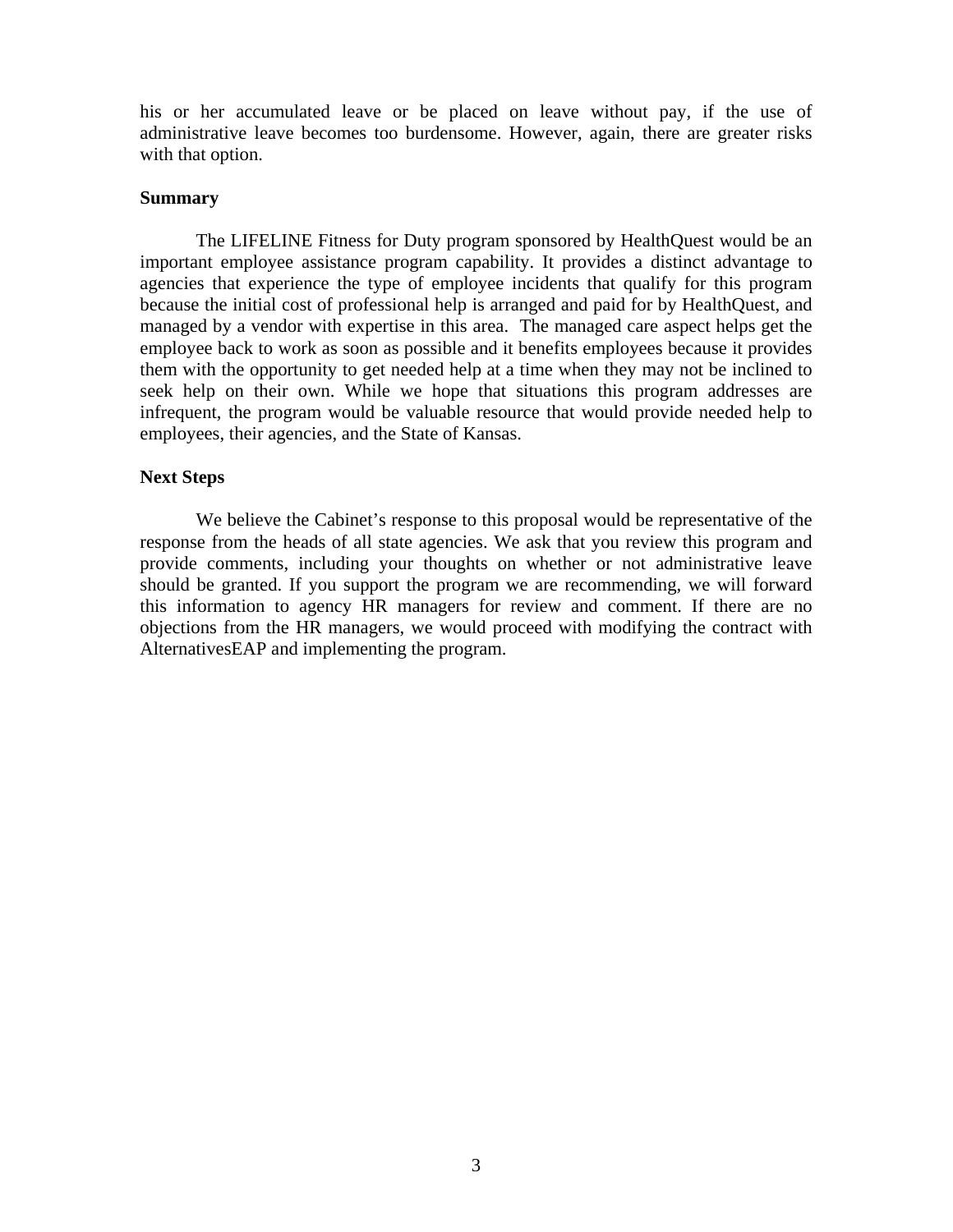his or her accumulated leave or be placed on leave without pay, if the use of administrative leave becomes too burdensome. However, again, there are greater risks with that option.

**Summary**

The LIFELINE Fitness for Duty program sponsored by HealthQuest would be an important employee assistance program capability. It provides a distinct advantage to agencies that experience the type of employee incidents that qualify for this program because the initial cost of professional help is arranged and paid for by HealthQuest, and managed by a vendor with expertise in this area. The managed care aspect helps get the employee back to work as soon as possible and it benefits employees because it provides them with the opportunity to get needed help at a time when they may not be inclined to seek help on their own. While we hope that situations this program addresses are infrequent, the program would be valuable resource that would provide needed help to employees, their agencies, and the State of Kansas.

**Next Steps**

We believe the Cabinet's response to this proposal would be representative of the response from the heads of all state agencies. We ask that you review this program and provide comments, including your thoughts on whether or not administrative leave should be granted. If you support the program we are recommending, we will forward this information to agency HR managers for review and comment. If there are no objections from the HR managers, we would proceed with modifying the contract with AlternativesEAP and implementing the program.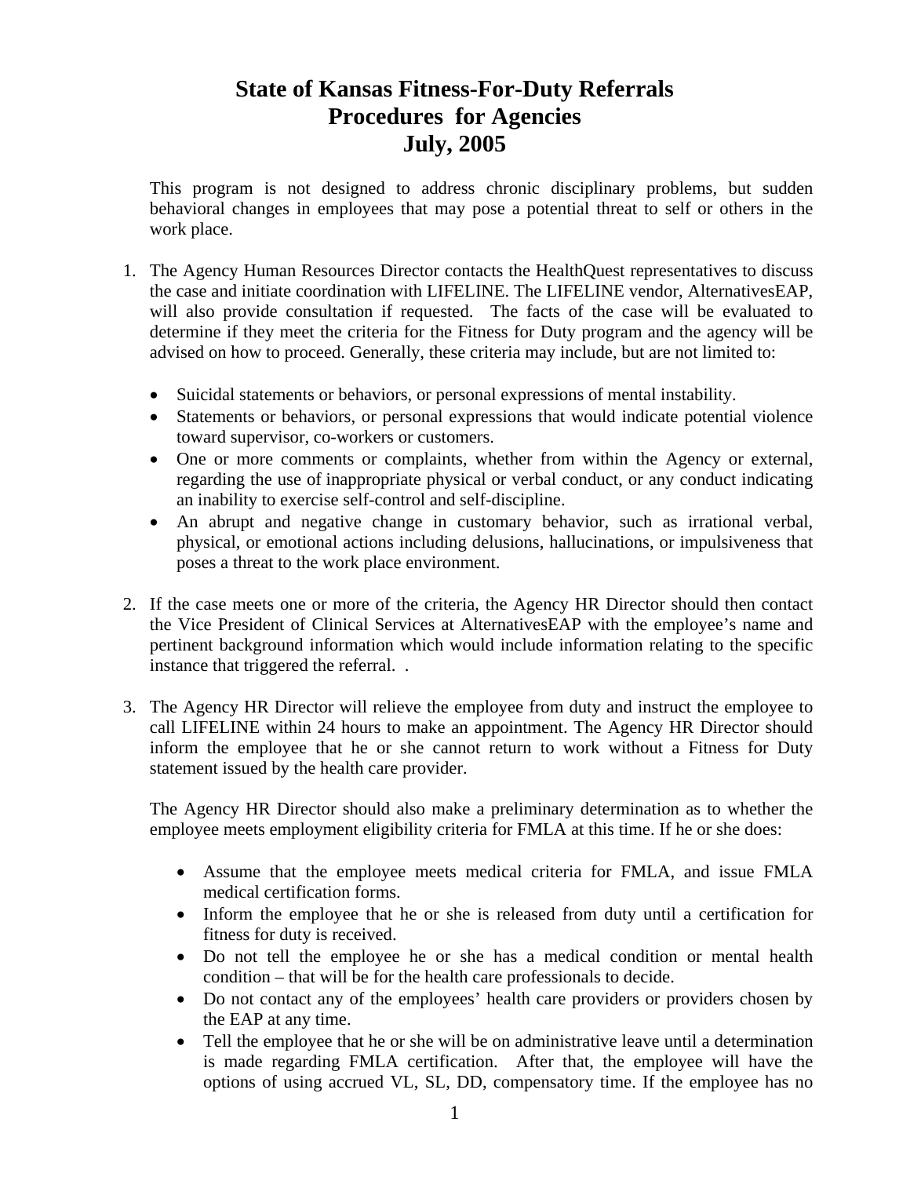# State of Kansas Fitness-For-Duty Referrals
# Procedures for Agencies
# July, 2005

This program is not designed to address chronic disciplinary problems, but sudden behavioral changes in employees that may pose a potential threat to self or others in the work place.

1. The Agency Human Resources Director contacts the HealthQuest representatives to discuss the case and initiate coordination with LIFELINE. The LIFELINE vendor, AlternativesEAP, will also provide consultation if requested. The facts of the case will be evaluated to determine if they meet the criteria for the Fitness for Duty program and the agency will be advised on how to proceed. Generally, these criteria may include, but are not limited to:

   - Suicidal statements or behaviors, or personal expressions of mental instability.
   - Statements or behaviors, or personal expressions that would indicate potential violence toward supervisor, co-workers or customers.
   - One or more comments or complaints, whether from within the Agency or external, regarding the use of inappropriate physical or verbal conduct, or any conduct indicating an inability to exercise self-control and self-discipline.
   - An abrupt and negative change in customary behavior, such as irrational verbal, physical, or emotional actions including delusions, hallucinations, or impulsiveness that poses a threat to the work place environment.

2. If the case meets one or more of the criteria, the Agency HR Director should then contact the Vice President of Clinical Services at AlternativesEAP with the employee's name and pertinent background information which would include information relating to the specific instance that triggered the referral. .

3. The Agency HR Director will relieve the employee from duty and instruct the employee to call LIFELINE within 24 hours to make an appointment. The Agency HR Director should inform the employee that he or she cannot return to work without a Fitness for Duty statement issued by the health care provider.

   The Agency HR Director should also make a preliminary determination as to whether the employee meets employment eligibility criteria for FMLA at this time. If he or she does:

   - Assume that the employee meets medical criteria for FMLA, and issue FMLA medical certification forms.
   - Inform the employee that he or she is released from duty until a certification for fitness for duty is received.
   - Do not tell the employee he or she has a medical condition or mental health condition – that will be for the health care professionals to decide.
   - Do not contact any of the employees' health care providers or providers chosen by the EAP at any time.
   - Tell the employee that he or she will be on administrative leave until a determination is made regarding FMLA certification. After that, the employee will have the options of using accrued VL, SL, DD, compensatory time. If the employee has no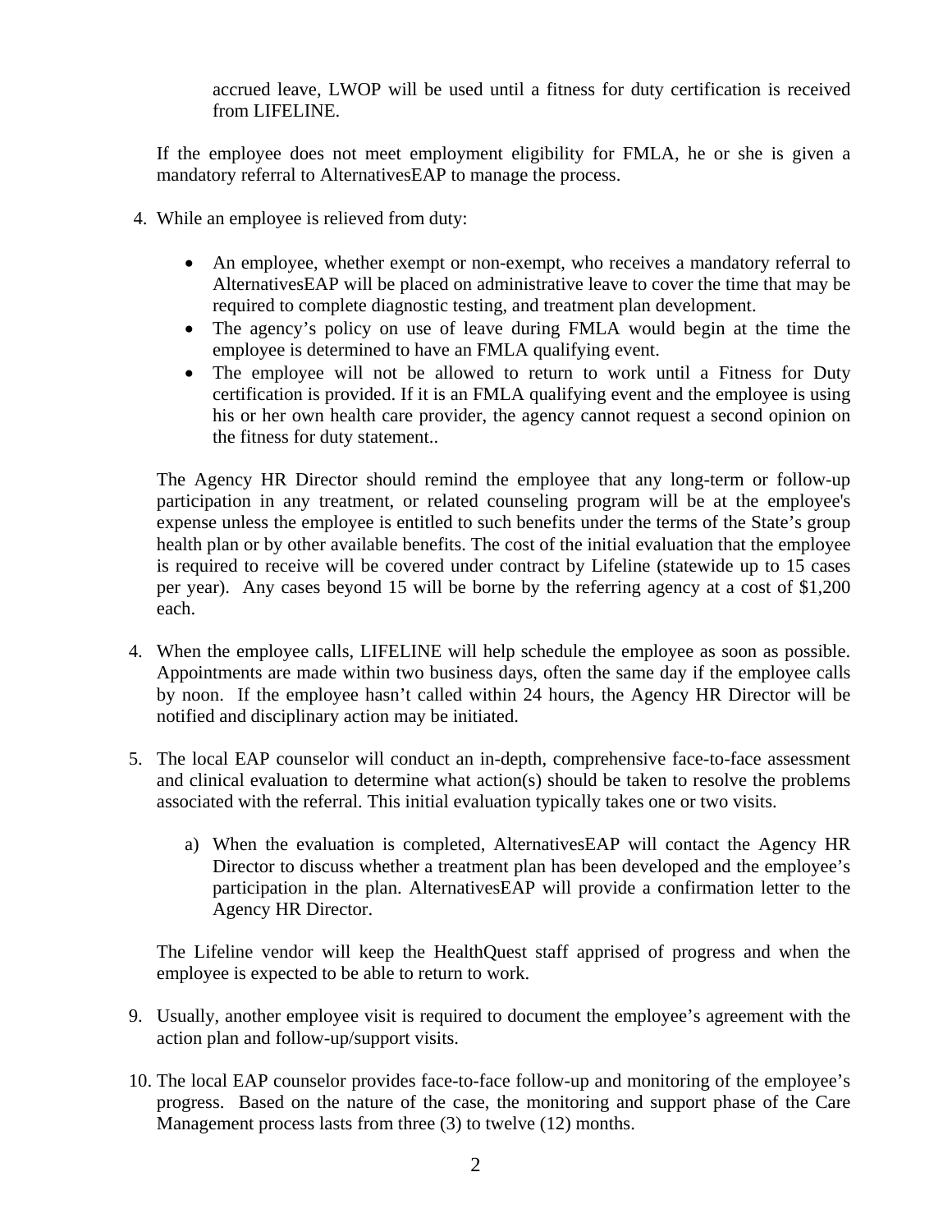accrued leave, LWOP will be used until a fitness for duty certification is received from LIFELINE.

If the employee does not meet employment eligibility for FMLA, he or she is given a mandatory referral to AlternativesEAP to manage the process.

4. While an employee is relieved from duty:

    - An employee, whether exempt or non-exempt, who receives a mandatory referral to AlternativesEAP will be placed on administrative leave to cover the time that may be required to complete diagnostic testing, and treatment plan development.
    - The agency's policy on use of leave during FMLA would begin at the time the employee is determined to have an FMLA qualifying event.
    - The employee will not be allowed to return to work until a Fitness for Duty certification is provided. If it is an FMLA qualifying event and the employee is using his or her own health care provider, the agency cannot request a second opinion on the fitness for duty statement..

The Agency HR Director should remind the employee that any long-term or follow-up participation in any treatment, or related counseling program will be at the employee's expense unless the employee is entitled to such benefits under the terms of the State's group health plan or by other available benefits. The cost of the initial evaluation that the employee is required to receive will be covered under contract by Lifeline (statewide up to 15 cases per year). Any cases beyond 15 will be borne by the referring agency at a cost of $1,200 each.

4. When the employee calls, LIFELINE will help schedule the employee as soon as possible. Appointments are made within two business days, often the same day if the employee calls by noon. If the employee hasn't called within 24 hours, the Agency HR Director will be notified and disciplinary action may be initiated.

5. The local EAP counselor will conduct an in-depth, comprehensive face-to-face assessment and clinical evaluation to determine what action(s) should be taken to resolve the problems associated with the referral. This initial evaluation typically takes one or two visits.

    a) When the evaluation is completed, AlternativesEAP will contact the Agency HR Director to discuss whether a treatment plan has been developed and the employee's participation in the plan. AlternativesEAP will provide a confirmation letter to the Agency HR Director.

The Lifeline vendor will keep the HealthQuest staff apprised of progress and when the employee is expected to be able to return to work.

9. Usually, another employee visit is required to document the employee's agreement with the action plan and follow-up/support visits.

10. The local EAP counselor provides face-to-face follow-up and monitoring of the employee's progress. Based on the nature of the case, the monitoring and support phase of the Care Management process lasts from three (3) to twelve (12) months.